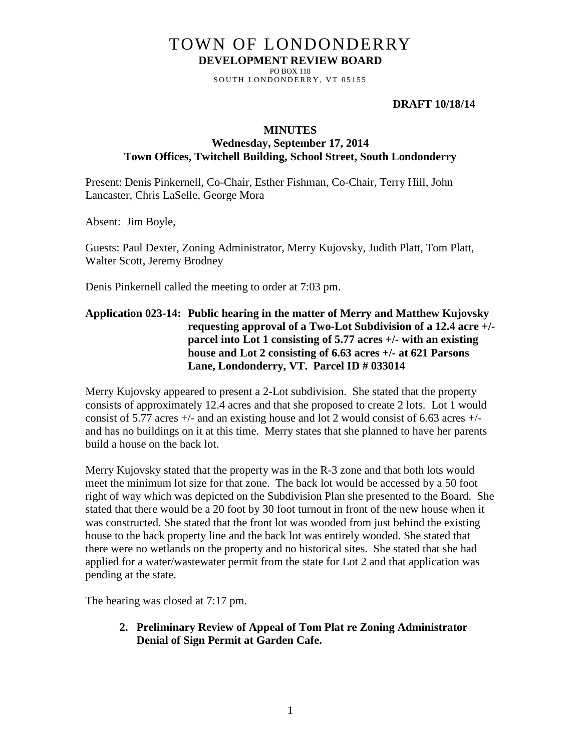# TOWN OF LONDONDERRY

**DEVELOPMENT REVIEW BOARD**

PO BOX 118

SOUTH LONDONDERRY, VT 05155

**DRAFT 10/18/14**

## MINUTES

### Wednesday, September 17, 2014

### Town Offices, Twitchell Building, School Street, South Londonderry

Present: Denis Pinkernell, Co-Chair, Esther Fishman, Co-Chair, Terry Hill, John Lancaster, Chris LaSelle, George Mora

Absent: Jim Boyle,

Guests: Paul Dexter, Zoning Administrator, Merry Kujovsky, Judith Platt, Tom Platt, Walter Scott, Jeremy Brodney

Denis Pinkernell called the meeting to order at 7:03 pm.

**Application 023-14: Public hearing in the matter of Merry and Matthew Kujovsky requesting approval of a Two-Lot Subdivision of a 12.4 acre +/- parcel into Lot 1 consisting of 5.77 acres +/- with an existing house and Lot 2 consisting of 6.63 acres +/- at 621 Parsons Lane, Londonderry, VT. Parcel ID # 033014**

Merry Kujovsky appeared to present a 2-Lot subdivision. She stated that the property consists of approximately 12.4 acres and that she proposed to create 2 lots. Lot 1 would consist of 5.77 acres +/- and an existing house and lot 2 would consist of 6.63 acres +/- and has no buildings on it at this time. Merry states that she planned to have her parents build a house on the back lot.

Merry Kujovsky stated that the property was in the R-3 zone and that both lots would meet the minimum lot size for that zone. The back lot would be accessed by a 50 foot right of way which was depicted on the Subdivision Plan she presented to the Board. She stated that there would be a 20 foot by 30 foot turnout in front of the new house when it was constructed. She stated that the front lot was wooded from just behind the existing house to the back property line and the back lot was entirely wooded. She stated that there were no wetlands on the property and no historical sites. She stated that she had applied for a water/wastewater permit from the state for Lot 2 and that application was pending at the state.

The hearing was closed at 7:17 pm.

2. **Preliminary Review of Appeal of Tom Plat re Zoning Administrator Denial of Sign Permit at Garden Cafe.**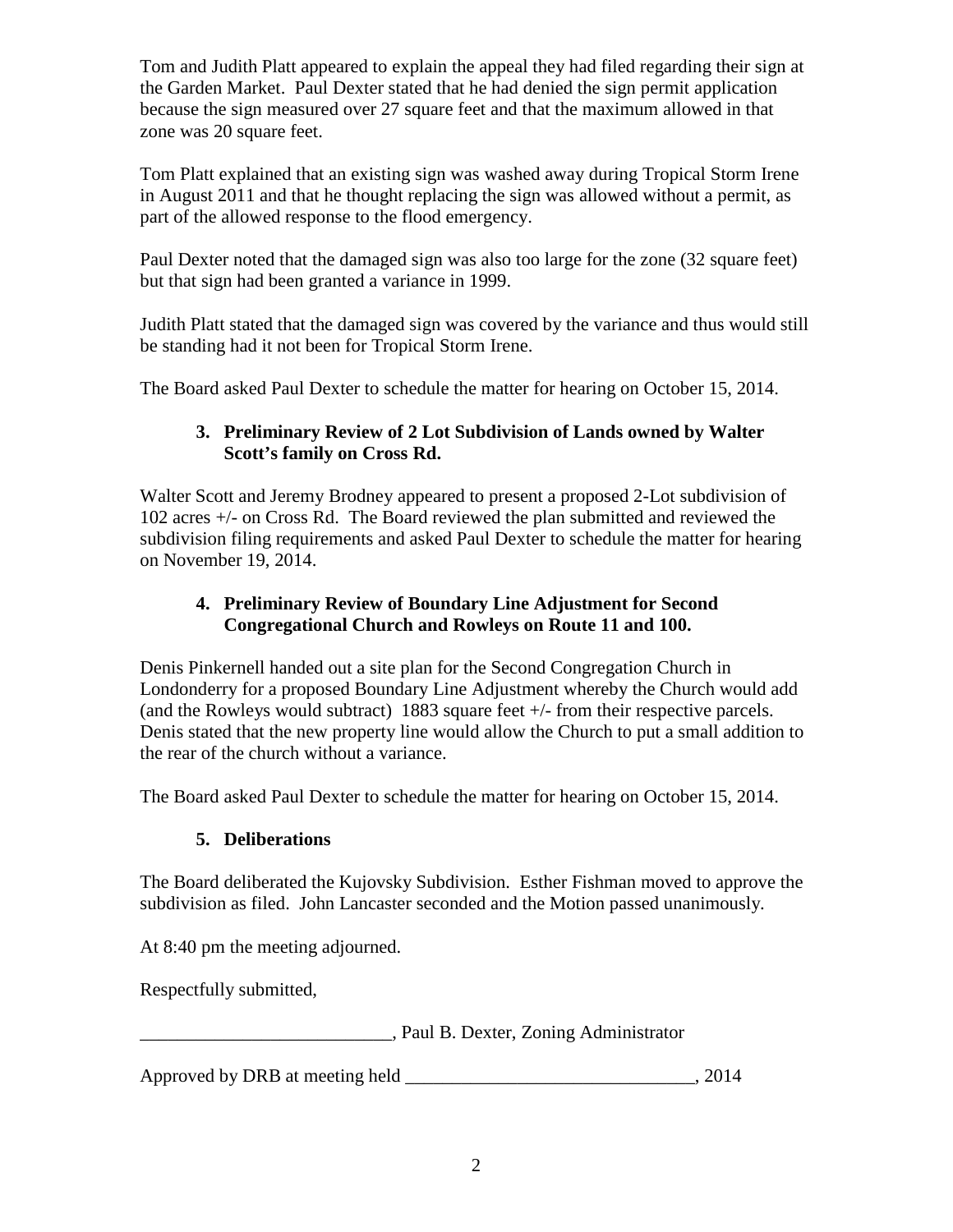Tom and Judith Platt appeared to explain the appeal they had filed regarding their sign at the Garden Market. Paul Dexter stated that he had denied the sign permit application because the sign measured over 27 square feet and that the maximum allowed in that zone was 20 square feet.

Tom Platt explained that an existing sign was washed away during Tropical Storm Irene in August 2011 and that he thought replacing the sign was allowed without a permit, as part of the allowed response to the flood emergency.

Paul Dexter noted that the damaged sign was also too large for the zone (32 square feet) but that sign had been granted a variance in 1999.

Judith Platt stated that the damaged sign was covered by the variance and thus would still be standing had it not been for Tropical Storm Irene.

The Board asked Paul Dexter to schedule the matter for hearing on October 15, 2014.

**3. Preliminary Review of 2 Lot Subdivision of Lands owned by Walter Scott's family on Cross Rd.**

Walter Scott and Jeremy Brodney appeared to present a proposed 2-Lot subdivision of 102 acres +/- on Cross Rd. The Board reviewed the plan submitted and reviewed the subdivision filing requirements and asked Paul Dexter to schedule the matter for hearing on November 19, 2014.

**4. Preliminary Review of Boundary Line Adjustment for Second Congregational Church and Rowleys on Route 11 and 100.**

Denis Pinkernell handed out a site plan for the Second Congregation Church in Londonderry for a proposed Boundary Line Adjustment whereby the Church would add (and the Rowleys would subtract) 1883 square feet +/- from their respective parcels. Denis stated that the new property line would allow the Church to put a small addition to the rear of the church without a variance.

The Board asked Paul Dexter to schedule the matter for hearing on October 15, 2014.

**5. Deliberations**

The Board deliberated the Kujovsky Subdivision. Esther Fishman moved to approve the subdivision as filed. John Lancaster seconded and the Motion passed unanimously.

At 8:40 pm the meeting adjourned.

Respectfully submitted,

___________________________, Paul B. Dexter, Zoning Administrator

Approved by DRB at meeting held _______________________________, 2014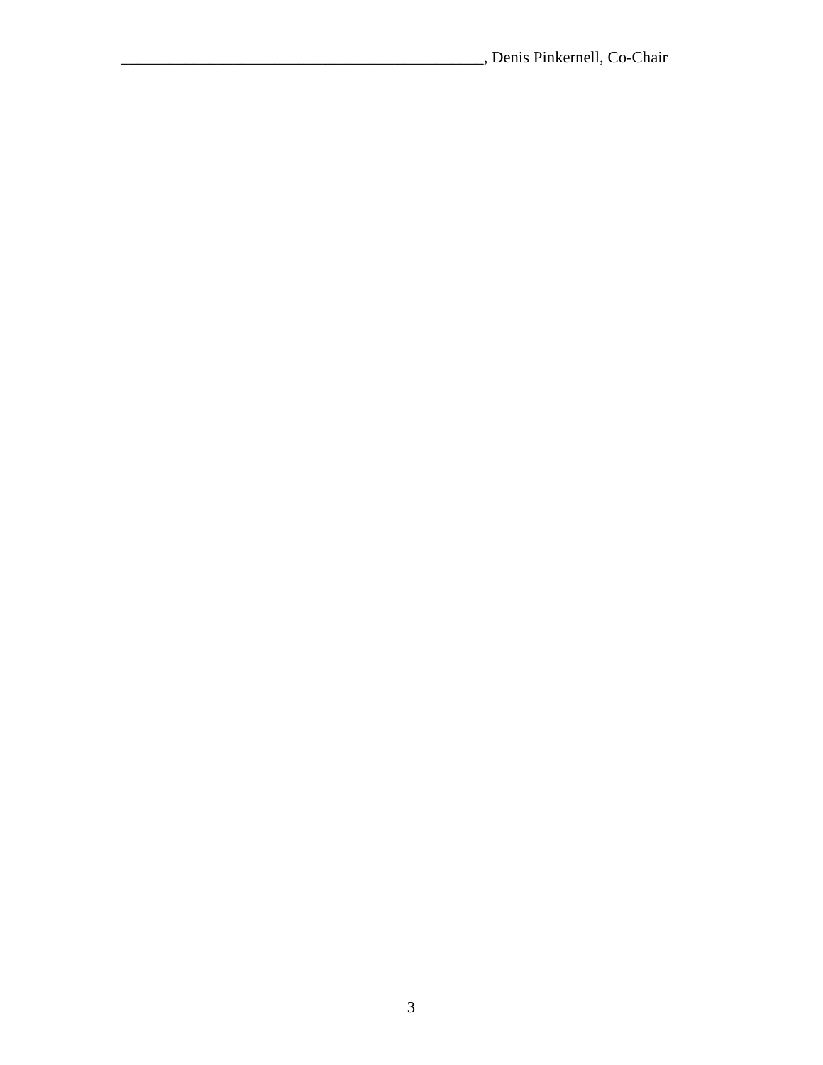_____________________________________________, Denis Pinkernell, Co-Chair